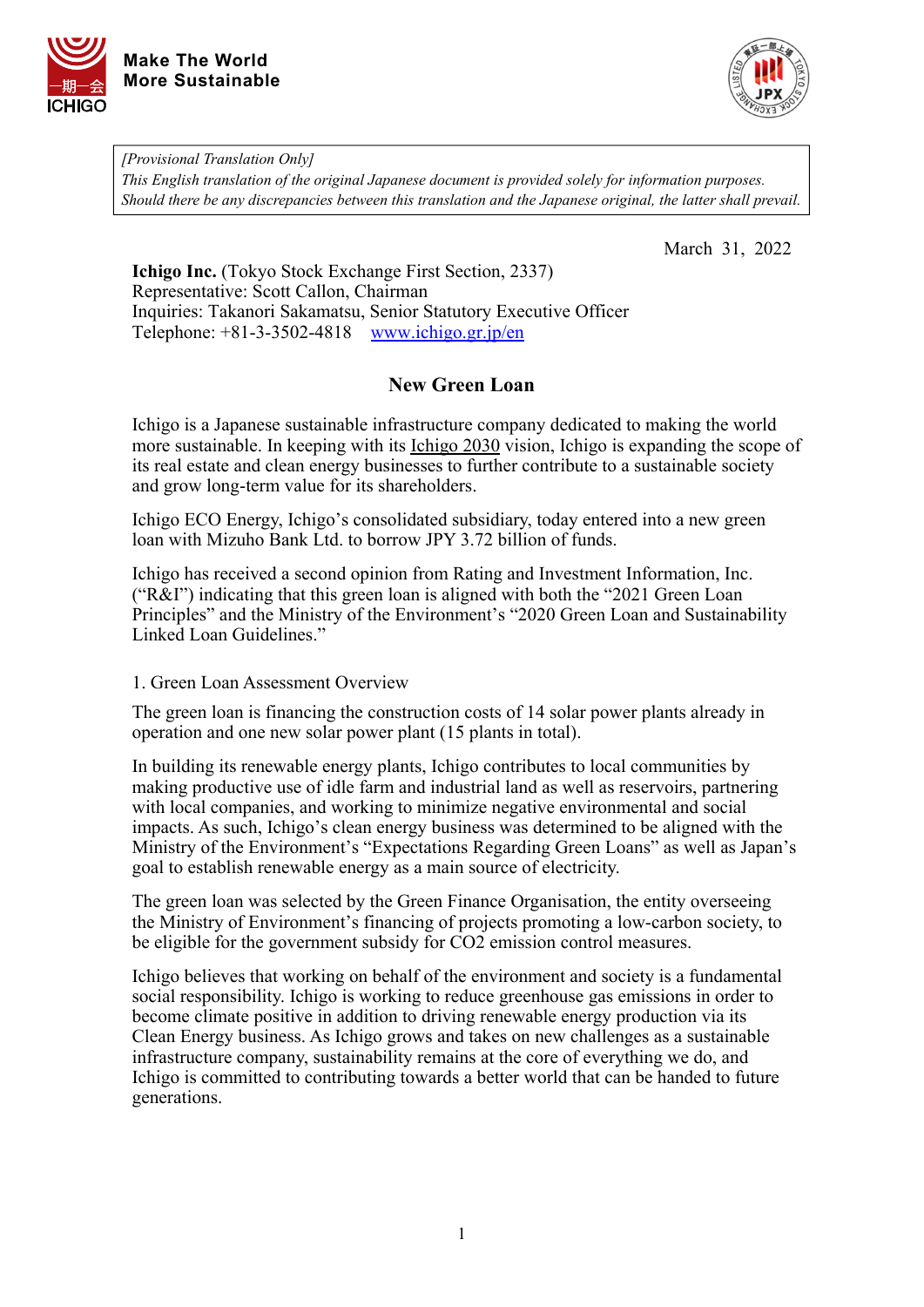Make The World
More Sustainable

*[Provisional Translation Only]*
*This English translation of the original Japanese document is provided solely for information purposes. Should there be any discrepancies between this translation and the Japanese original, the latter shall prevail.*

March 31, 2022

**Ichigo Inc.** (Tokyo Stock Exchange First Section, 2337)
Representative: Scott Callon, Chairman
Inquiries: Takanori Sakamatsu, Senior Statutory Executive Officer
Telephone: +81-3-3502-4818 www.ichigo.gr.jp/en

## New Green Loan

Ichigo is a Japanese sustainable infrastructure company dedicated to making the world more sustainable. In keeping with its Ichigo 2030 vision, Ichigo is expanding the scope of its real estate and clean energy businesses to further contribute to a sustainable society and grow long-term value for its shareholders.

Ichigo ECO Energy, Ichigo's consolidated subsidiary, today entered into a new green loan with Mizuho Bank Ltd. to borrow JPY 3.72 billion of funds.

Ichigo has received a second opinion from Rating and Investment Information, Inc. ("R&I") indicating that this green loan is aligned with both the "2021 Green Loan Principles" and the Ministry of the Environment's "2020 Green Loan and Sustainability Linked Loan Guidelines."

1. Green Loan Assessment Overview

The green loan is financing the construction costs of 14 solar power plants already in operation and one new solar power plant (15 plants in total).

In building its renewable energy plants, Ichigo contributes to local communities by making productive use of idle farm and industrial land as well as reservoirs, partnering with local companies, and working to minimize negative environmental and social impacts. As such, Ichigo's clean energy business was determined to be aligned with the Ministry of the Environment's "Expectations Regarding Green Loans" as well as Japan's goal to establish renewable energy as a main source of electricity.

The green loan was selected by the Green Finance Organisation, the entity overseeing the Ministry of Environment's financing of projects promoting a low-carbon society, to be eligible for the government subsidy for $CO_2$ emission control measures.

Ichigo believes that working on behalf of the environment and society is a fundamental social responsibility. Ichigo is working to reduce greenhouse gas emissions in order to become climate positive in addition to driving renewable energy production via its Clean Energy business. As Ichigo grows and takes on new challenges as a sustainable infrastructure company, sustainability remains at the core of everything we do, and Ichigo is committed to contributing towards a better world that can be handed to future generations.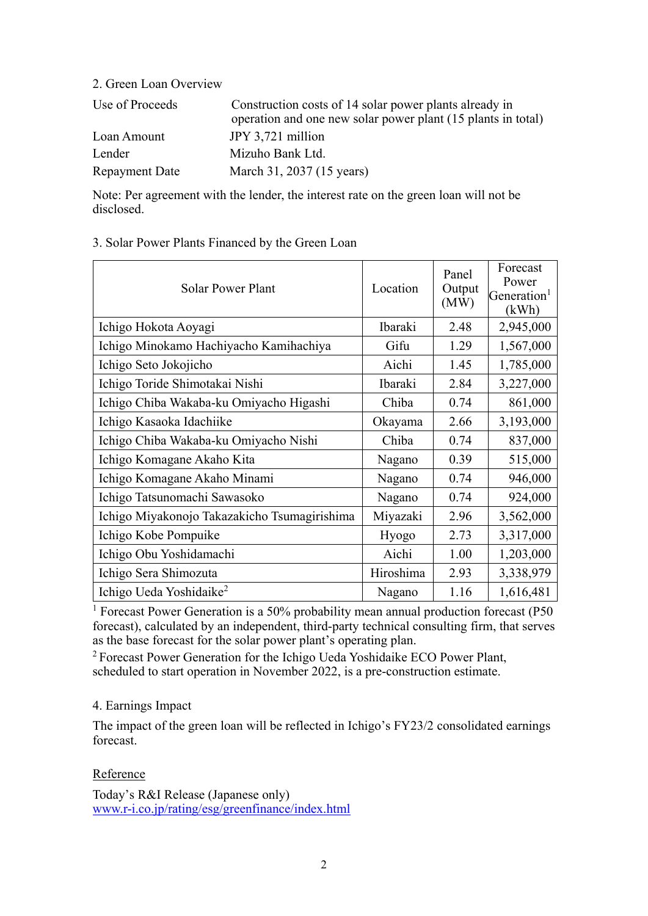## 2. Green Loan Overview

| | |
|---|---|
| Use of Proceeds | Construction costs of 14 solar power plants already in operation and one new solar power plant (15 plants in total) |
| Loan Amount | JPY 3,721 million |
| Lender | Mizuho Bank Ltd. |
| Repayment Date | March 31, 2037 (15 years) |

Note: Per agreement with the lender, the interest rate on the green loan will not be disclosed.

## 3. Solar Power Plants Financed by the Green Loan

| Solar Power Plant | Location | Panel Output (MW) | Forecast Power Generation[1] (kWh) |
|---|---|---|---|
| Ichigo Hokota Aoyagi | Ibaraki | 2.48 | 2,945,000 |
| Ichigo Minokamo Hachiyacho Kamihachiya | Gifu | 1.29 | 1,567,000 |
| Ichigo Seto Jokojicho | Aichi | 1.45 | 1,785,000 |
| Ichigo Toride Shimotakai Nishi | Ibaraki | 2.84 | 3,227,000 |
| Ichigo Chiba Wakaba-ku Omiyacho Higashi | Chiba | 0.74 | 861,000 |
| Ichigo Kasaoka Idachiike | Okayama | 2.66 | 3,193,000 |
| Ichigo Chiba Wakaba-ku Omiyacho Nishi | Chiba | 0.74 | 837,000 |
| Ichigo Komagane Akaho Kita | Nagano | 0.39 | 515,000 |
| Ichigo Komagane Akaho Minami | Nagano | 0.74 | 946,000 |
| Ichigo Tatsunomachi Sawasoko | Nagano | 0.74 | 924,000 |
| Ichigo Miyakonojo Takazakicho Tsumagirishima | Miyazaki | 2.96 | 3,562,000 |
| Ichigo Kobe Pompuike | Hyogo | 2.73 | 3,317,000 |
| Ichigo Obu Yoshidamachi | Aichi | 1.00 | 1,203,000 |
| Ichigo Sera Shimozuta | Hiroshima | 2.93 | 3,338,979 |
| Ichigo Ueda Yoshidaike[2] | Nagano | 1.16 | 1,616,481 |

[1] Forecast Power Generation is a 50% probability mean annual production forecast (P50 forecast), calculated by an independent, third-party technical consulting firm, that serves as the base forecast for the solar power plant's operating plan.

[2] Forecast Power Generation for the Ichigo Ueda Yoshidaike ECO Power Plant, scheduled to start operation in November 2022, is a pre-construction estimate.

## 4. Earnings Impact

The impact of the green loan will be reflected in Ichigo's FY23/2 consolidated earnings forecast.

Reference

Today's R&I Release (Japanese only)
[www.r-i.co.jp/rating/esg/greenfinance/index.html](www.r-i.co.jp/rating/esg/greenfinance/index.html)